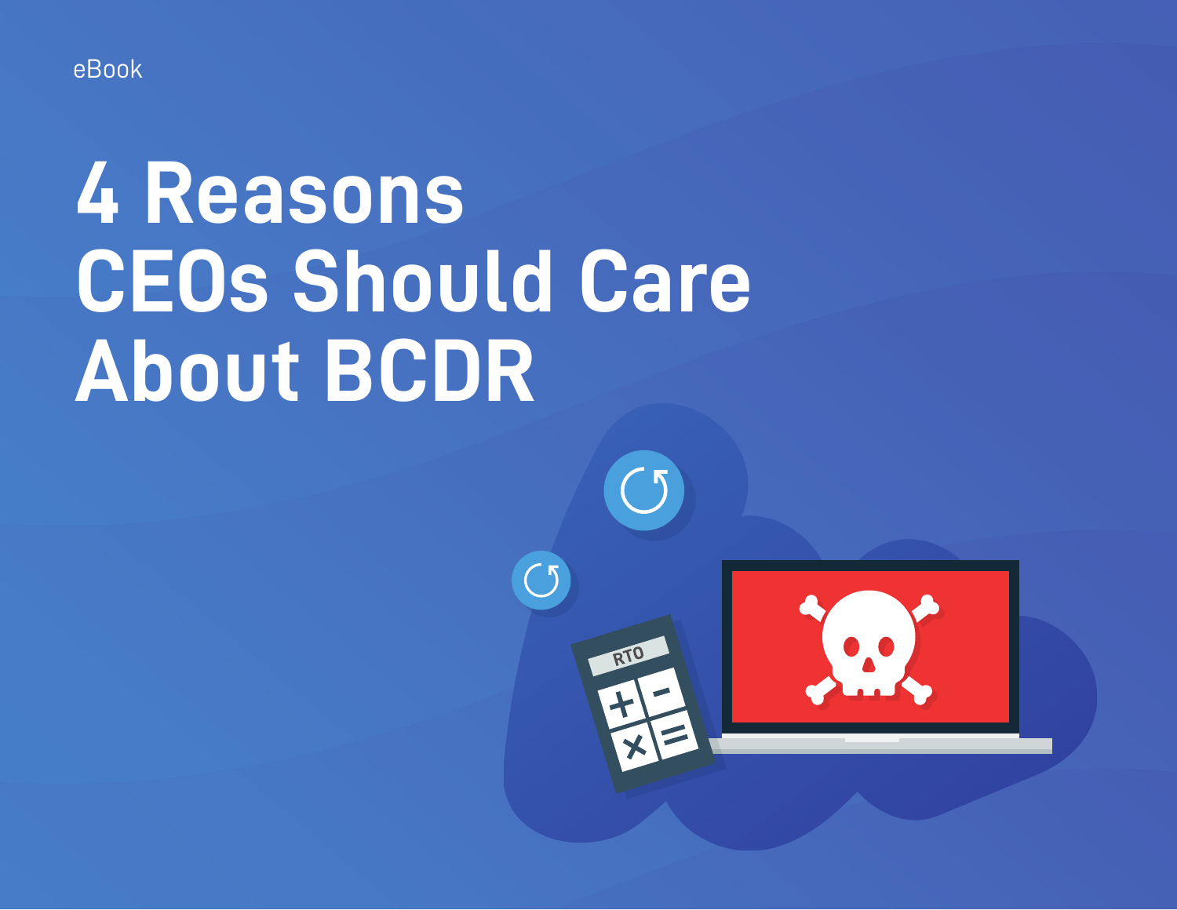eBook

# 4 Reasons CEOs Should Care About BCDR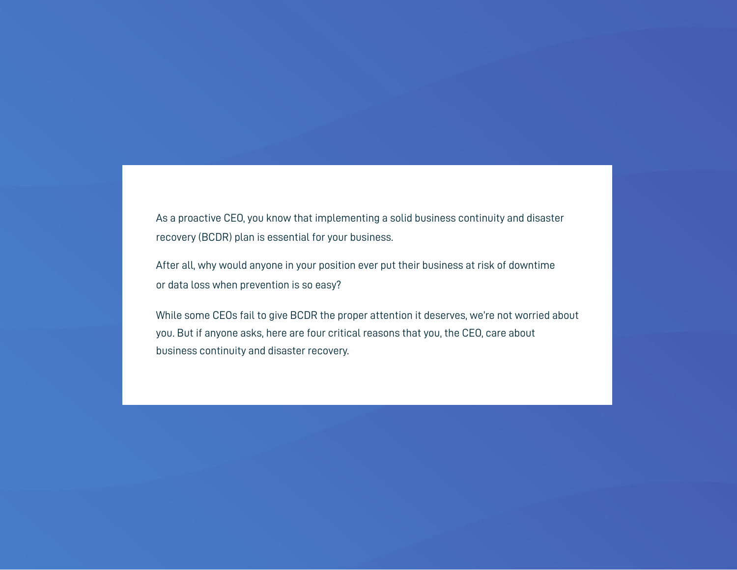As a proactive CEO, you know that implementing a solid business continuity and disaster recovery (BCDR) plan is essential for your business.

After all, why would anyone in your position ever put their business at risk of downtime or data loss when prevention is so easy?

While some CEOs fail to give BCDR the proper attention it deserves, we're not worried about you. But if anyone asks, here are four critical reasons that you, the CEO, care about business continuity and disaster recovery.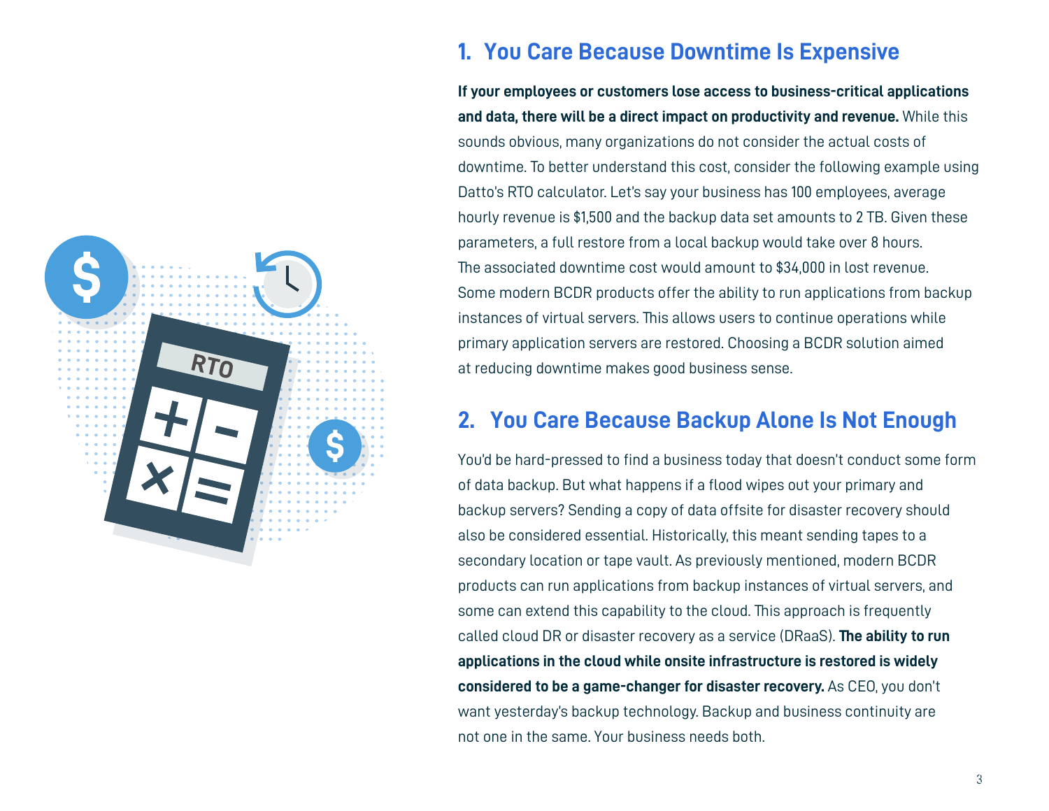## 1. You Care Because Downtime Is Expensive

**If your employees or customers lose access to business-critical applications and data, there will be a direct impact on productivity and revenue.** While this sounds obvious, many organizations do not consider the actual costs of downtime. To better understand this cost, consider the following example using Datto's RTO calculator. Let's say your business has 100 employees, average hourly revenue is $1,500 and the backup data set amounts to 2 TB. Given these parameters, a full restore from a local backup would take over 8 hours. The associated downtime cost would amount to $34,000 in lost revenue. Some modern BCDR products offer the ability to run applications from backup instances of virtual servers. This allows users to continue operations while primary application servers are restored. Choosing a BCDR solution aimed at reducing downtime makes good business sense.

## 2. You Care Because Backup Alone Is Not Enough

You'd be hard-pressed to find a business today that doesn't conduct some form of data backup. But what happens if a flood wipes out your primary and backup servers? Sending a copy of data offsite for disaster recovery should also be considered essential. Historically, this meant sending tapes to a secondary location or tape vault. As previously mentioned, modern BCDR products can run applications from backup instances of virtual servers, and some can extend this capability to the cloud. This approach is frequently called cloud DR or disaster recovery as a service (DRaaS). **The ability to run applications in the cloud while onsite infrastructure is restored is widely considered to be a game-changer for disaster recovery.** As CEO, you don't want yesterday's backup technology. Backup and business continuity are not one in the same. Your business needs both.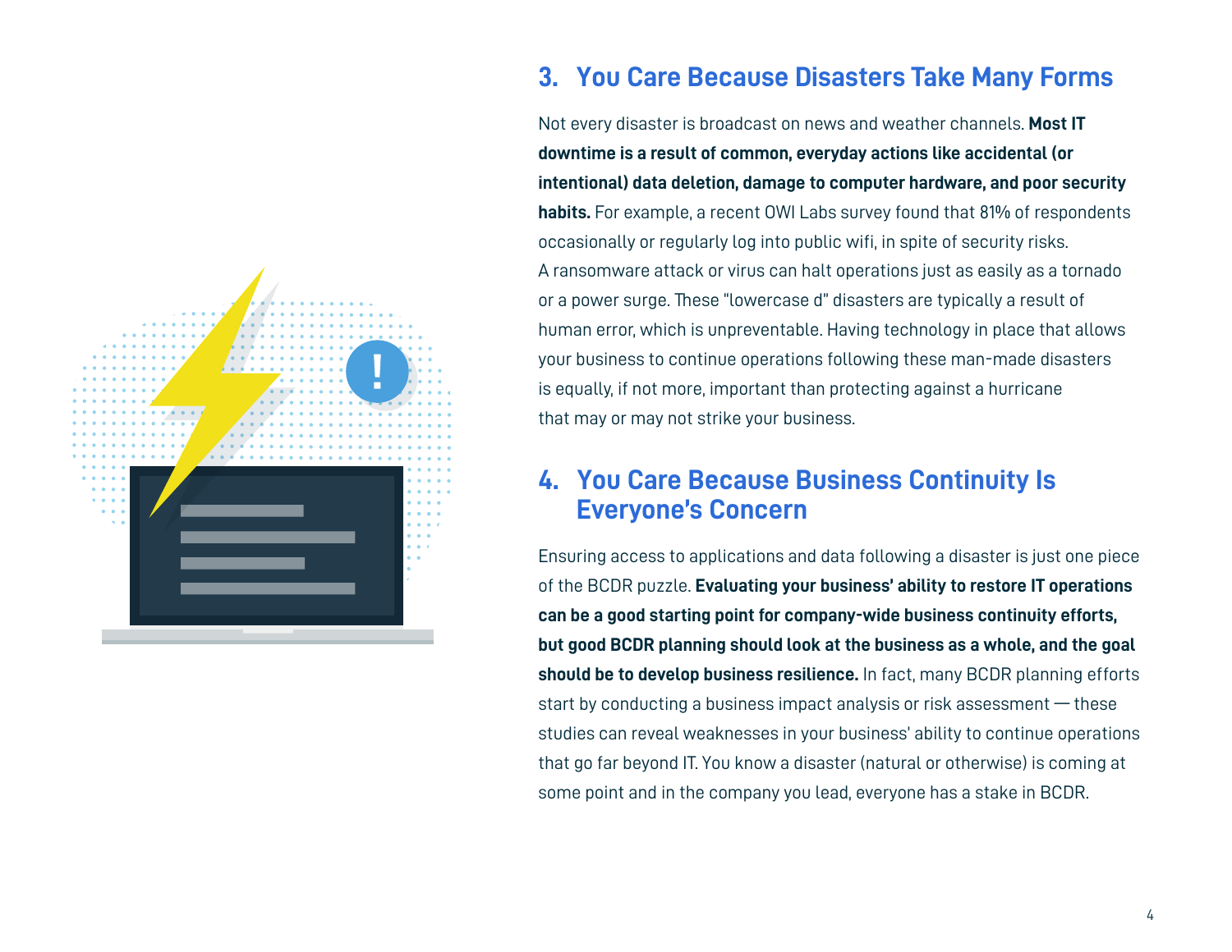## 3. You Care Because Disasters Take Many Forms

Not every disaster is broadcast on news and weather channels. **Most IT downtime is a result of common, everyday actions like accidental (or intentional) data deletion, damage to computer hardware, and poor security habits.** For example, a recent OWI Labs survey found that 81% of respondents occasionally or regularly log into public wifi, in spite of security risks. A ransomware attack or virus can halt operations just as easily as a tornado or a power surge. These "lowercase d" disasters are typically a result of human error, which is unpreventable. Having technology in place that allows your business to continue operations following these man-made disasters is equally, if not more, important than protecting against a hurricane that may or may not strike your business.

## 4. You Care Because Business Continuity Is Everyone's Concern

Ensuring access to applications and data following a disaster is just one piece of the BCDR puzzle. **Evaluating your business' ability to restore IT operations can be a good starting point for company-wide business continuity efforts, but good BCDR planning should look at the business as a whole, and the goal should be to develop business resilience.** In fact, many BCDR planning efforts start by conducting a business impact analysis or risk assessment — these studies can reveal weaknesses in your business' ability to continue operations that go far beyond IT. You know a disaster (natural or otherwise) is coming at some point and in the company you lead, everyone has a stake in BCDR.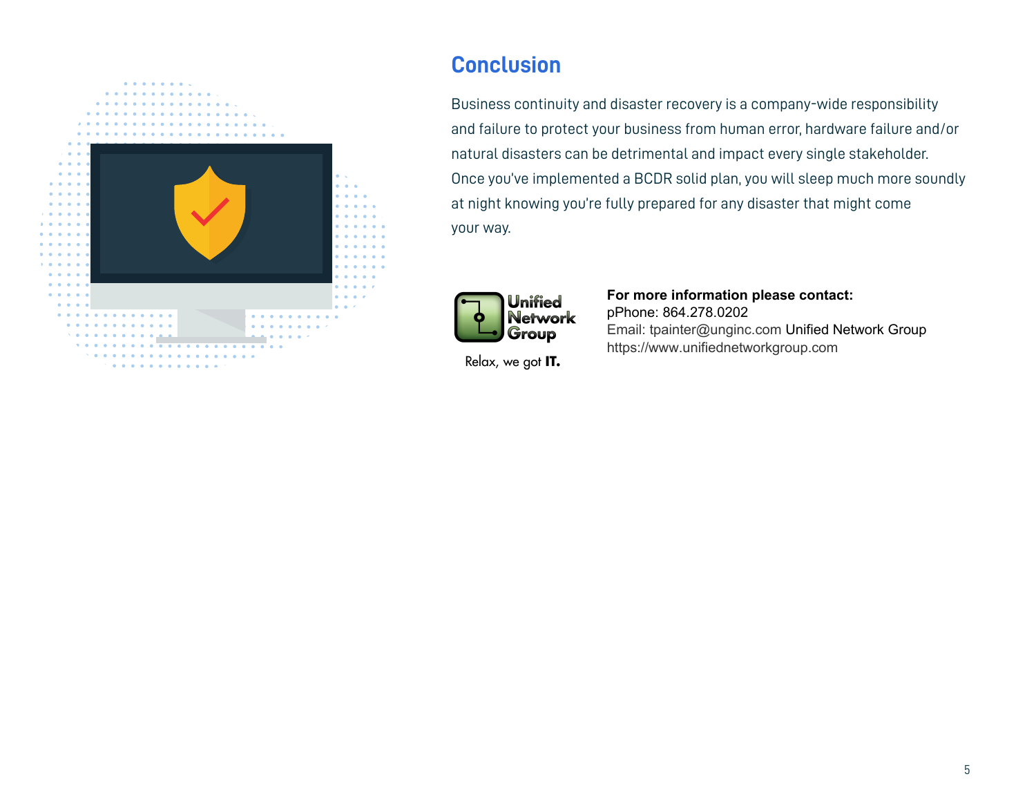## Conclusion

Business continuity and disaster recovery is a company-wide responsibility and failure to protect your business from human error, hardware failure and/or natural disasters can be detrimental and impact every single stakeholder. Once you've implemented a BCDR solid plan, you will sleep much more soundly at night knowing you're fully prepared for any disaster that might come your way.

Unified Network Group

Relax, we got **IT.**

**For more information please contact:**
pPhone: 864.278.0202
Email: tpainter@unginc.com Unified Network Group
https://www.unifiednetworkgroup.com